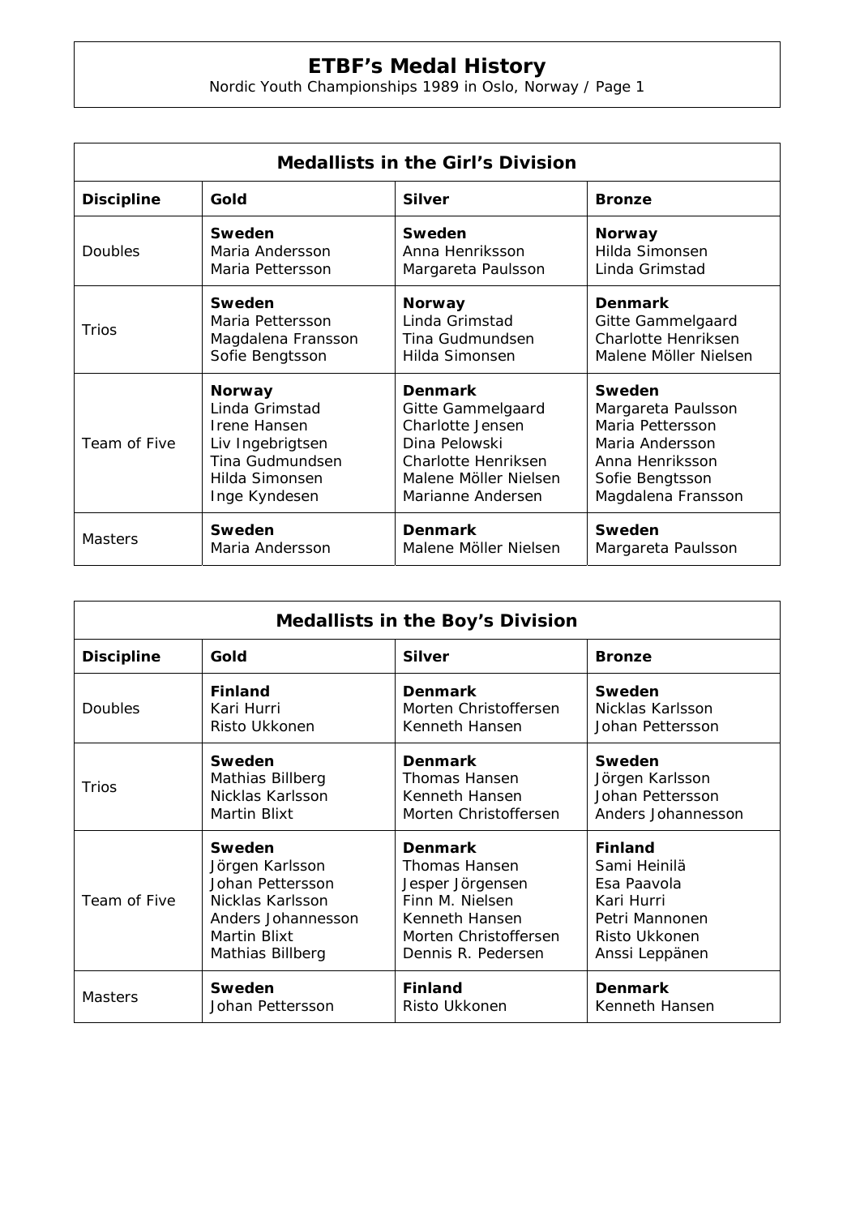# ETBF's Medal History

Nordic Youth Championships 1989 in Oslo, Norway / Page 1

| Medallists in the Girl's Division | | | |
|---|---|---|---|
| **Discipline** | **Gold** | **Silver** | **Bronze** |
| Doubles | **Sweden**<br>Maria Andersson<br>Maria Pettersson | **Sweden**<br>Anna Henriksson<br>Margareta Paulsson | **Norway**<br>Hilda Simonsen<br>Linda Grimstad |
| Trios | **Sweden**<br>Maria Pettersson<br>Magdalena Fransson<br>Sofie Bengtsson | **Norway**<br>Linda Grimstad<br>Tina Gudmundsen<br>Hilda Simonsen | **Denmark**<br>Gitte Gammelgaard<br>Charlotte Henriksen<br>Malene Möller Nielsen |
| Team of Five | **Norway**<br>Linda Grimstad<br>Irene Hansen<br>Liv Ingebrigtsen<br>Tina Gudmundsen<br>Hilda Simonsen<br>Inge Kyndesen | **Denmark**<br>Gitte Gammelgaard<br>Charlotte Jensen<br>Dina Pelowski<br>Charlotte Henriksen<br>Malene Möller Nielsen<br>Marianne Andersen | **Sweden**<br>Margareta Paulsson<br>Maria Pettersson<br>Maria Andersson<br>Anna Henriksson<br>Sofie Bengtsson<br>Magdalena Fransson |
| Masters | **Sweden**<br>Maria Andersson | **Denmark**<br>Malene Möller Nielsen | **Sweden**<br>Margareta Paulsson |

| Medallists in the Boy's Division | | | |
|---|---|---|---|
| **Discipline** | **Gold** | **Silver** | **Bronze** |
| Doubles | **Finland**<br>Kari Hurri<br>Risto Ukkonen | **Denmark**<br>Morten Christoffersen<br>Kenneth Hansen | **Sweden**<br>Nicklas Karlsson<br>Johan Pettersson |
| Trios | **Sweden**<br>Mathias Billberg<br>Nicklas Karlsson<br>Martin Blixt | **Denmark**<br>Thomas Hansen<br>Kenneth Hansen<br>Morten Christoffersen | **Sweden**<br>Jörgen Karlsson<br>Johan Pettersson<br>Anders Johannesson |
| Team of Five | **Sweden**<br>Jörgen Karlsson<br>Johan Pettersson<br>Nicklas Karlsson<br>Anders Johannesson<br>Martin Blixt<br>Mathias Billberg | **Denmark**<br>Thomas Hansen<br>Jesper Jörgensen<br>Finn M. Nielsen<br>Kenneth Hansen<br>Morten Christoffersen<br>Dennis R. Pedersen | **Finland**<br>Sami Heinilä<br>Esa Paavola<br>Kari Hurri<br>Petri Mannonen<br>Risto Ukkonen<br>Anssi Leppänen |
| Masters | **Sweden**<br>Johan Pettersson | **Finland**<br>Risto Ukkonen | **Denmark**<br>Kenneth Hansen |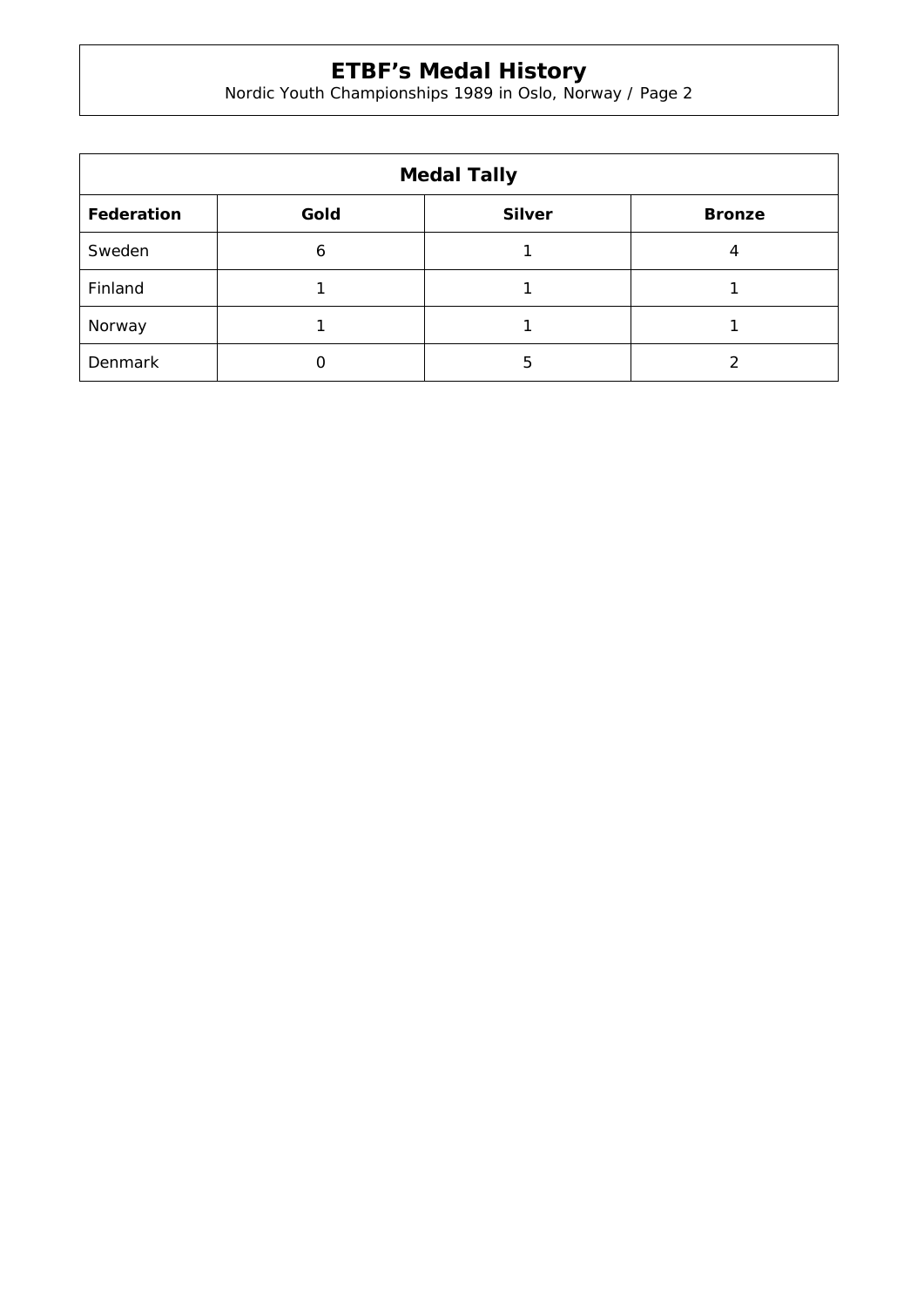# ETBF’s Medal History

Nordic Youth Championships 1989 in Oslo, Norway / Page 2

| Medal Tally | | | |
|---|---|---|---|
| **Federation** | **Gold** | **Silver** | **Bronze** |
| Sweden | 6 | 1 | 4 |
| Finland | 1 | 1 | 1 |
| Norway | 1 | 1 | 1 |
| Denmark | 0 | 5 | 2 |